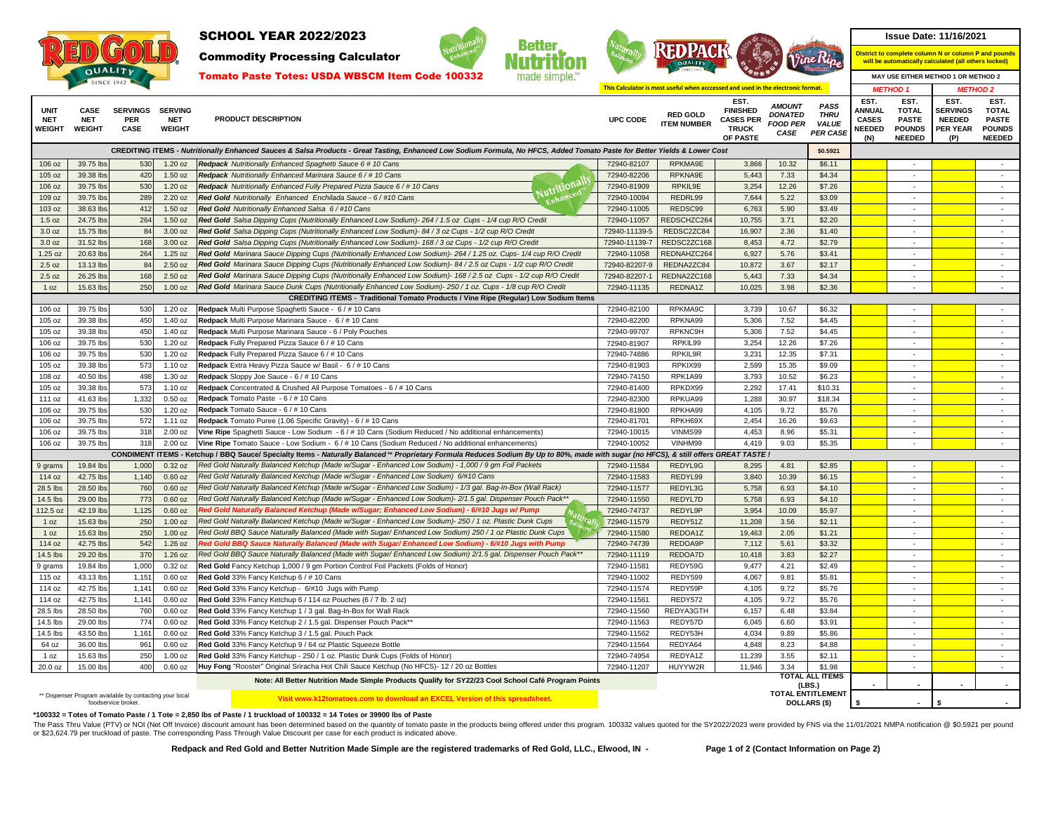# SCHOOL YEAR 2022/2023

## Commodity Processing Calculator

### Tomato Paste Totes: USDA WBSCM Item Code 100332

**Issue Date: 11/16/2021**

District to complete column N or column P and pounds will be automatically calculated (all others locked)

MAY USE EITHER METHOD 1 OR METHOD 2

This Calculator is most useful when acccessed and used in the electronic format.

| UNIT NET WEIGHT | CASE NET WEIGHT | SERVINGS PER CASE | SERVING NET WEIGHT | PRODUCT DESCRIPTION | UPC CODE | RED GOLD ITEM NUMBER | EST. FINISHED CASES PER TRUCK OF PASTE | AMOUNT DONATED FOOD PER CASE | PASS THRU VALUE PER CASE | METHOD 1: EST. ANNUAL CASES NEEDED (N) | METHOD 1: EST. TOTAL PASTE POUNDS NEEDED | METHOD 2: EST. SERVINGS NEEDED PER YEAR (P) | METHOD 2: EST. TOTAL PASTE POUNDS NEEDED |
|---|---|---|---|---|---|---|---|---|---|---|---|---|---|
| | | | | **CREDITING ITEMS - Nutritionally Enhanced Sauces & Salsa Products - Great Tasting, Enhanced Low Sodium Formula, No HFCS, Added Tomato Paste for Better Yields & Lower Cost** | | | | | $0.5921 | | | | |
| 106 oz | 39.75 lbs | 530 | 1.20 oz | *Redpack Nutritionally Enhanced Spaghetti Sauce 6 # 10 Cans* | 72940-82107 | RPKMA9E | 3,866 | 10.32 | $6.11 | | - | | - |
| 105 oz | 39.38 lbs | 420 | 1.50 oz | *Redpack Nutritionally Enhanced Marinara Sauce 6 / # 10 Cans* | 72940-82206 | RPKNA9E | 5,443 | 7.33 | $4.34 | | - | | - |
| 106 oz | 39.75 lbs | 530 | 1.20 oz | *Redpack Nutritionally Enhanced Fully Prepared Pizza Sauce 6 / # 10 Cans* | 72940-81909 | RPKIL9E | 3,254 | 12.26 | $7.26 | | - | | - |
| 109 oz | 39.75 lbs | 289 | 2.20 oz | *Red Gold Nutritionally Enhanced Enchilada Sauce - 6 / #10 Cans* | 72940-10094 | REDRL99 | 7,644 | 5.22 | $3.09 | | - | | - |
| 103 oz | 38.63 lbs | 412 | 1.50 oz | *Red Gold Nutritionally Enhanced Salsa 6 / #10 Cans* | 72940-11005 | REDSC99 | 6,763 | 5.90 | $3.49 | | - | | - |
| 1.5 oz | 24.75 lbs | 264 | 1.50 oz | *Red Gold Salsa Dipping Cups (Nutritionally Enhanced Low Sodium)- 264 / 1.5 oz Cups - 1/4 cup R/O Credit* | 72940-11057 | REDSCHZC264 | 10,755 | 3.71 | $2.20 | | - | | - |
| 3.0 oz | 15.75 lbs | 84 | 3.00 oz | *Red Gold Salsa Dipping Cups (Nutritionally Enhanced Low Sodium)- 84 / 3 oz Cups - 1/2 cup R/O Credit* | 72940-11139-5 | REDSC2ZC84 | 16,907 | 2.36 | $1.40 | | - | | - |
| 3.0 oz | 31.52 lbs | 168 | 3.00 oz | *Red Gold Salsa Dipping Cups (Nutritionally Enhanced Low Sodium)- 168 / 3 oz Cups - 1/2 cup R/O Credit* | 72940-11139-7 | REDSC2ZC168 | 8,453 | 4.72 | $2.79 | | - | | - |
| 1.25 oz | 20.63 lbs | 264 | 1.25 oz | *Red Gold Marinara Sauce Dipping Cups (Nutritionally Enhanced Low Sodium)- 264 / 1.25 oz. Cups- 1/4 cup R/O Credit* | 72940-11058 | REDNAHZC264 | 6,927 | 5.76 | $3.41 | | - | | - |
| 2.5 oz | 13.13 lbs | 84 | 2.50 oz | *Red Gold Marinara Sauce Dipping Cups (Nutritionally Enhanced Low Sodium)- 84 / 2.5 oz Cups - 1/2 cup R/O Credit* | 72940-82207-9 | REDNA2ZC84 | 10,872 | 3.67 | $2.17 | | - | | - |
| 2.5 oz | 26.25 lbs | 168 | 2.50 oz | *Red Gold Marinara Sauce Dipping Cups (Nutritionally Enhanced Low Sodium)- 168 / 2.5 oz Cups - 1/2 cup R/O Credit* | 72940-82207-1 | REDNA2ZC168 | 5,443 | 7.33 | $4.34 | | - | | - |
| 1 oz | 15.63 lbs | 250 | 1.00 oz | *Red Gold Marinara Sauce Dunk Cups (Nutritionally Enhanced Low Sodium)- 250 / 1 oz. Cups - 1/8 cup R/O Credit* | 72940-11135 | REDNA1Z | 10,025 | 3.98 | $2.36 | | - | | - |
| | | | | **CREDITING ITEMS - Traditional Tomato Products / Vine Ripe (Regular) Low Sodium Items** | | | | | | | | | |
| 106 oz | 39.75 lbs | 530 | 1.20 oz | **Redpack** Multi Purpose Spaghetti Sauce - 6 / # 10 Cans | 72940-82100 | RPKMA9C | 3,739 | 10.67 | $6.32 | | - | | - |
| 105 oz | 39.38 lbs | 450 | 1.40 oz | **Redpack** Multi Purpose Marinara Sauce - 6 / # 10 Cans | 72940-82200 | RPKNA99 | 5,306 | 7.52 | $4.45 | | - | | - |
| 105 oz | 39.38 lbs | 450 | 1.40 oz | **Redpack** Multi Purpose Marinara Sauce - 6 / Poly Pouches | 72940-99707 | RPKNC9H | 5,306 | 7.52 | $4.45 | | - | | - |
| 106 oz | 39.75 lbs | 530 | 1.20 oz | **Redpack** Fully Prepared Pizza Sauce 6 / # 10 Cans | 72940-81907 | RPKIL99 | 3,254 | 12.26 | $7.26 | | - | | - |
| 106 oz | 39.75 lbs | 530 | 1.20 oz | **Redpack** Fully Prepared Pizza Sauce 6 / # 10 Cans | 72940-74886 | RPKIL9R | 3,231 | 12.35 | $7.31 | | - | | - |
| 105 oz | 39.38 lbs | 573 | 1.10 oz | **Redpack** Extra Heavy Pizza Sauce w/ Basil - 6 / # 10 Cans | 72940-81903 | RPKIX99 | 2,599 | 15.35 | $9.09 | | - | | - |
| 108 oz | 40.50 lbs | 498 | 1.30 oz | **Redpack** Sloppy Joe Sauce - 6 / # 10 Cans | 72940-74150 | RPK1A99 | 3,793 | 10.52 | $6.23 | | - | | - |
| 105 oz | 39.38 lbs | 573 | 1.10 oz | **Redpack** Concentrated & Crushed All Purpose Tomatoes - 6 / # 10 Cans | 72940-81400 | RPKDX99 | 2,292 | 17.41 | $10.31 | | - | | - |
| 111 oz | 41.63 lbs | 1,332 | 0.50 oz | **Redpack** Tomato Paste - 6 / # 10 Cans | 72940-82300 | RPKUA99 | 1,288 | 30.97 | $18.34 | | - | | - |
| 106 oz | 39.75 lbs | 530 | 1.20 oz | **Redpack** Tomato Sauce - 6 / # 10 Cans | 72940-81800 | RPKHA99 | 4,105 | 9.72 | $5.76 | | - | | - |
| 106 oz | 39.75 lbs | 572 | 1.11 oz | **Redpack** Tomato Puree (1.06 Specific Gravity) - 6 / # 10 Cans | 72940-81701 | RPKH69X | 2,454 | 16.26 | $9.63 | | - | | - |
| 106 oz | 39.75 lbs | 318 | 2.00 oz | **Vine Ripe** Spaghetti Sauce - Low Sodium - 6 / # 10 Cans (Sodium Reduced / No additional enhancements) | 72940-10015 | VINMS99 | 4,453 | 8.96 | $5.31 | | - | | - |
| 106 oz | 39.75 lbs | 318 | 2.00 oz | **Vine Ripe** Tomato Sauce - Low Sodium - 6 / # 10 Cans (Sodium Reduced / No additional enhancements) | 72940-10052 | VINHM99 | 4,419 | 9.03 | $5.35 | | - | | - |
| | | | | **CONDIMENT ITEMS - Ketchup / BBQ Sauce/ Specialty Items - *Naturally Balanced™ Proprietary Formula Reduces Sodium By Up to 80%, made with sugar (no HFCS), & still offers GREAT TASTE !*** | | | | | | | | | |
| 9 grams | 19.84 lbs | 1,000 | 0.32 oz | *Red Gold Naturally Balanced Ketchup (Made w/Sugar - Enhanced Low Sodium) - 1,000 / 9 gm Foil Packets* | 72940-11584 | REDYL9G | 8,295 | 4.81 | $2.85 | | - | | - |
| 114 oz | 42.75 lbs | 1,140 | 0.60 oz | *Red Gold Naturally Balanced Ketchup (Made w/Sugar - Enhanced Low Sodium) 6/#10 Cans* | 72940-11583 | REDYL99 | 3,840 | 10.39 | $6.15 | | - | | - |
| 28.5 lbs | 28.50 lbs | 760 | 0.60 oz | *Red Gold Naturally Balanced Ketchup (Made w/Sugar - Enhanced Low Sodium) - 1/3 gal. Bag-In-Box (Wall Rack)* | 72940-11577 | REDYL3G | 5,758 | 6.93 | $4.10 | | - | | - |
| 14.5 lbs | 29.00 lbs | 773 | 0.60 oz | *Red Gold Naturally Balanced Ketchup (Made w/Sugar - Enhanced Low Sodium)- 2/1.5 gal. Dispenser Pouch Pack*** | 72940-11550 | REDYL7D | 5,758 | 6.93 | $4.10 | | - | | - |
| 112.5 oz | 42.19 lbs | 1,125 | 0.60 oz | ***Red Gold Naturally Balanced Ketchup (Made w/Sugar; Enhanced Low Sodium) - 6/#10 Jugs w/ Pump*** | 72940-74737 | REDYL9P | 3,954 | 10.09 | $5.97 | | - | | - |
| 1 oz | 15.63 lbs | 250 | 1.00 oz | *Red Gold Naturally Balanced Ketchup (Made w/Sugar - Enhanced Low Sodium)- 250 / 1 oz. Plastic Dunk Cups* | 72940-11579 | REDY51Z | 11,208 | 3.56 | $2.11 | | - | | - |
| 1 oz | 15.63 lbs | 250 | 1.00 oz | *Red Gold BBQ Sauce Naturally Balanced (Made with Sugar/ Enhanced Low Sodium) 250 / 1 oz Plastic Dunk Cups* | 72940-11580 | REDOA1Z | 19,463 | 2.05 | $1.21 | | - | | - |
| 114 oz | 42.75 lbs | 542 | 1.26 oz | ***Red Gold BBQ Sauce Naturally Balanced (Made with Sugar/ Enhanced Low Sodium) - 6/#10 Jugs with Pump*** | 72940-74739 | REDOA9P | 7,112 | 5.61 | $3.32 | | - | | - |
| 14.5 lbs | 29.20 lbs | 370 | 1.26 oz | *Red Gold BBQ Sauce Naturally Balanced (Made with Sugar/ Enhanced Low Sodium) 2/1.5 gal. Dispenser Pouch Pack*** | 72940-11119 | REDOA7D | 10,418 | 3.83 | $2.27 | | - | | - |
| 9 grams | 19.84 lbs | 1,000 | 0.32 oz | **Red Gold** Fancy Ketchup 1,000 / 9 gm Portion Control Foil Packets (Folds of Honor) | 72940-11581 | REDY59G | 9,477 | 4.21 | $2.49 | | - | | - |
| 115 oz | 43.13 lbs | 1,151 | 0.60 oz | **Red Gold** 33% Fancy Ketchup 6 / # 10 Cans | 72940-11002 | REDY599 | 4,067 | 9.81 | $5.81 | | - | | - |
| 114 oz | 42.75 lbs | 1,141 | 0.60 oz | **Red Gold** 33% Fancy Ketchup - 6/#10 Jugs with Pump | 72940-11574 | REDY59P | 4,105 | 9.72 | $5.76 | | - | | - |
| 114 oz | 42.75 lbs | 1,141 | 0.60 oz | **Red Gold** 33% Fancy Ketchup 6 / 114 oz Pouches (6 / 7 lb. 2 oz) | 72940-11561 | REDY572 | 4,105 | 9.72 | $5.76 | | - | | - |
| 28.5 lbs | 28.50 lbs | 760 | 0.60 oz | **Red Gold** 33% Fancy Ketchup 1 / 3 gal. Bag-In-Box for Wall Rack | 72940-11560 | REDYA3GTH | 6,157 | 6.48 | $3.84 | | - | | - |
| 14.5 lbs | 29.00 lbs | 774 | 0.60 oz | **Red Gold** 33% Fancy Ketchup 2 / 1.5 gal. Dispenser Pouch Pack** | 72940-11563 | REDY57D | 6,045 | 6.60 | $3.91 | | - | | - |
| 14.5 lbs | 43.50 lbs | 1,161 | 0.60 oz | **Red Gold** 33% Fancy Ketchup 3 / 1.5 gal. Pouch Pack | 72940-11562 | REDY53H | 4,034 | 9.89 | $5.86 | | - | | - |
| 64 oz | 36.00 lbs | 961 | 0.60 oz | **Red Gold** 33% Fancy Ketchup 9 / 64 oz Plastic Squeeze Bottle | 72940-11564 | REDYA64 | 4,848 | 8.23 | $4.88 | | - | | - |
| 1 oz | 15.63 lbs | 250 | 1.00 oz | **Red Gold** 33% Fancy Ketchup - 250 / 1 oz. Plastic Dunk Cups (Folds of Honor) | 72940-74954 | REDYA1Z | 11,239 | 3.55 | $2.11 | | - | | - |
| 20.0 oz | 15.00 lbs | 400 | 0.60 oz | **Huy Fong** "Rooster" Original Sriracha Hot Chili Sauce Ketchup (No HFCS)- 12 / 20 oz Bottles | 72940-11207 | HUYYW2R | 11,946 | 3.34 | $1.98 | | - | | - |
| | | | | **Note: All Better Nutrition Made Simple Products Qualify for SY22/23 Cool School Café Program Points** | | | | TOTAL ALL ITEMS (LBS.) | | - | - | - | - |
| | | | | **Visit www.k12tomatoes.com to download an EXCEL Version of this spreadsheet.** | | | | TOTAL ENTITLEMENT DOLLARS ($) | | $ | - | $ | - |

** Dispenser Program available by contacting your local foodservice broker.

**\*100332 = Totes of Tomato Paste / 1 Tote = 2,850 lbs of Paste / 1 truckload of 100332 = 14 Totes or 39900 lbs of Paste**

The Pass Thru Value (PTV) or NOI (Net Off Invoice) discount amount has been determined based on the quantity of tomato paste in the products being offered under this program. 100332 values quoted for the SY2022/2023 were provided by FNS via the 11/01/2021 NMPA notification @ $0.5921 per pound or $23,624.79 per truckload of paste. The corresponding Pass Through Value Discount per case for each product is indicated above.

**Redpack and Red Gold and Better Nutrition Made Simple are the registered trademarks of Red Gold, LLC., Elwood, IN -** **(Contact Information on Page 2)**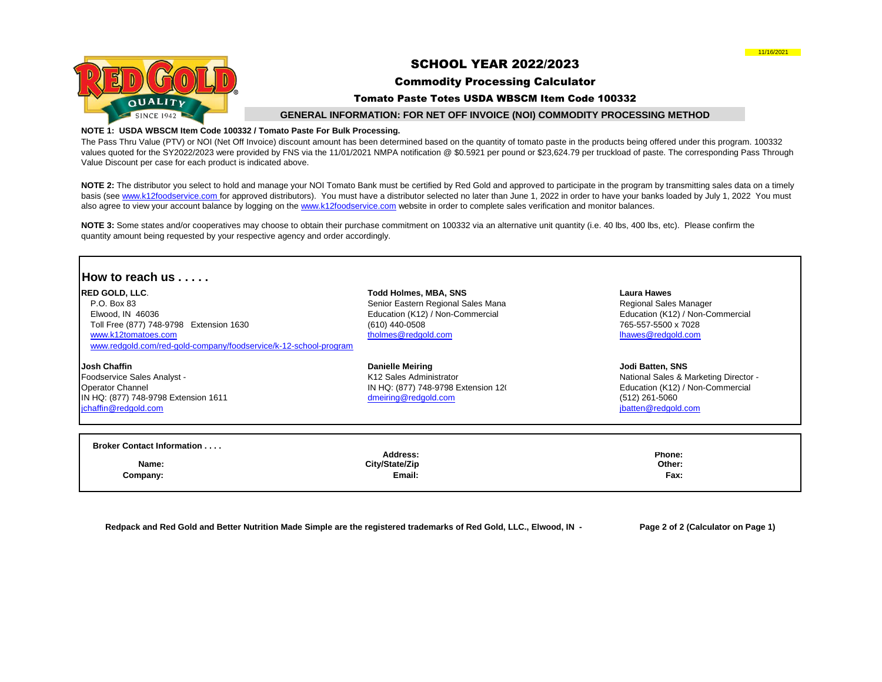11/16/2021

# SCHOOL YEAR 2022/2023

## Commodity Processing Calculator

### Tomato Paste Totes USDA WBSCM Item Code 100332

**GENERAL INFORMATION: FOR NET OFF INVOICE (NOI) COMMODITY PROCESSING METHOD**

**NOTE 1: USDA WBSCM Item Code 100332 / Tomato Paste For Bulk Processing.**

The Pass Thru Value (PTV) or NOI (Net Off Invoice) discount amount has been determined based on the quantity of tomato paste in the products being offered under this program. 100332 values quoted for the SY2022/2023 were provided by FNS via the 11/01/2021 NMPA notification @ $0.5921 per pound or $23,624.79 per truckload of paste. The corresponding Pass Through Value Discount per case for each product is indicated above.

**NOTE 2:** The distributor you select to hold and manage your NOI Tomato Bank must be certified by Red Gold and approved to participate in the program by transmitting sales data on a timely basis (see www.k12foodservice.com for approved distributors). You must have a distributor selected no later than June 1, 2022 in order to have your banks loaded by July 1, 2022 You must also agree to view your account balance by logging on the www.k12foodservice.com website in order to complete sales verification and monitor balances.

**NOTE 3:** Some states and/or cooperatives may choose to obtain their purchase commitment on 100332 via an alternative unit quantity (i.e. 40 lbs, 400 lbs, etc). Please confirm the quantity amount being requested by your respective agency and order accordingly.

## How to reach us . . . . .

**RED GOLD, LLC**.
P.O. Box 83
Elwood, IN 46036
Toll Free (877) 748-9798 Extension 1630
www.k12tomatoes.com
www.redgold.com/red-gold-company/foodservice/k-12-school-program

**Todd Holmes, MBA, SNS**
Senior Eastern Regional Sales Mana
Education (K12) / Non-Commercial
(610) 440-0508
tholmes@redgold.com

**Laura Hawes**
Regional Sales Manager
Education (K12) / Non-Commercial
765-557-5500 x 7028
lhawes@redgold.com

**Josh Chaffin**
Foodservice Sales Analyst -
Operator Channel
IN HQ: (877) 748-9798 Extension 1611
jchaffin@redgold.com

**Danielle Meiring**
K12 Sales Administrator
IN HQ: (877) 748-9798 Extension 12(
dmeiring@redgold.com

**Jodi Batten, SNS**
National Sales & Marketing Director -
Education (K12) / Non-Commercial
(512) 261-5060
jbatten@redgold.com

**Broker Contact Information . . . .**

| | | |
|---|---|---|
| **Name:** | **Address:** | **Phone:** |
| **Company:** | **City/State/Zip** | **Other:** |
| | **Email:** | **Fax:** |

**Redpack and Red Gold and Better Nutrition Made Simple are the registered trademarks of Red Gold, LLC., Elwood, IN -**